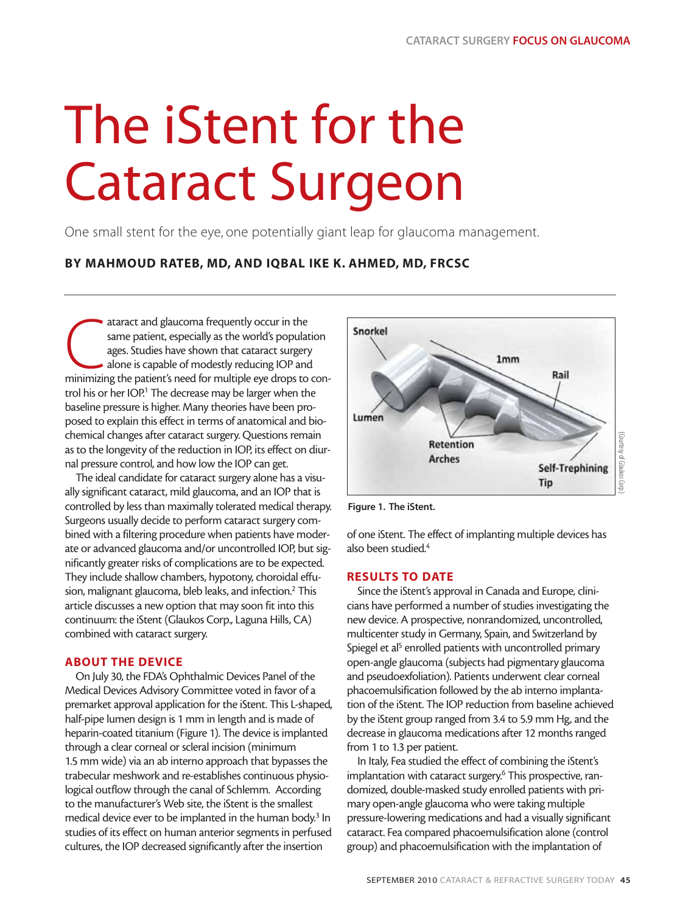# The iStent for the Cataract Surgeon

One small stent for the eye, one potentially giant leap for glaucoma management.

**BY MAHMOUD RATEB, MD, AND IQBAL IKE K. AHMED, MD, FRCSC**

Cataract and glaucoma frequently occur in the same patient, especially as the world's population ages. Studies have shown that cataract surgery alone is capable of modestly reducing IOP and minimizing the patient's need for multiple eye drops to control his or her IOP.[1] The decrease may be larger when the baseline pressure is higher. Many theories have been proposed to explain this effect in terms of anatomical and biochemical changes after cataract surgery. Questions remain as to the longevity of the reduction in IOP, its effect on diurnal pressure control, and how low the IOP can get.

The ideal candidate for cataract surgery alone has a visually significant cataract, mild glaucoma, and an IOP that is controlled by less than maximally tolerated medical therapy. Surgeons usually decide to perform cataract surgery combined with a filtering procedure when patients have moderate or advanced glaucoma and/or uncontrolled IOP, but significantly greater risks of complications are to be expected. They include shallow chambers, hypotony, choroidal effusion, malignant glaucoma, bleb leaks, and infection.[2] This article discusses a new option that may soon fit into this continuum: the iStent (Glaukos Corp., Laguna Hills, CA) combined with cataract surgery.

## ABOUT THE DEVICE

On July 30, the FDA's Ophthalmic Devices Panel of the Medical Devices Advisory Committee voted in favor of a premarket approval application for the iStent. This L-shaped, half-pipe lumen design is 1 mm in length and is made of heparin-coated titanium (Figure 1). The device is implanted through a clear corneal or scleral incision (minimum 1.5 mm wide) via an ab interno approach that bypasses the trabecular meshwork and re-establishes continuous physiological outflow through the canal of Schlemm. According to the manufacturer's Web site, the iStent is the smallest medical device ever to be implanted in the human body.[3] In studies of its effect on human anterior segments in perfused cultures, the IOP decreased significantly after the insertion of one iStent. The effect of implanting multiple devices has also been studied.[4]

Snorkel, Lumen, 1mm, Rail, Retention Arches, Self-Trephining Tip

(Courtesy of Glaukos Corp.)

**Figure 1. The iStent.**

## RESULTS TO DATE

Since the iStent's approval in Canada and Europe, clinicians have performed a number of studies investigating the new device. A prospective, nonrandomized, uncontrolled, multicenter study in Germany, Spain, and Switzerland by Spiegel et al[5] enrolled patients with uncontrolled primary open-angle glaucoma (subjects had pigmentary glaucoma and pseudoexfoliation). Patients underwent clear corneal phacoemulsification followed by the ab interno implantation of the iStent. The IOP reduction from baseline achieved by the iStent group ranged from 3.4 to 5.9 mm Hg, and the decrease in glaucoma medications after 12 months ranged from 1 to 1.3 per patient.

In Italy, Fea studied the effect of combining the iStent's implantation with cataract surgery.[6] This prospective, randomized, double-masked study enrolled patients with primary open-angle glaucoma who were taking multiple pressure-lowering medications and had a visually significant cataract. Fea compared phacoemulsification alone (control group) and phacoemulsification with the implantation of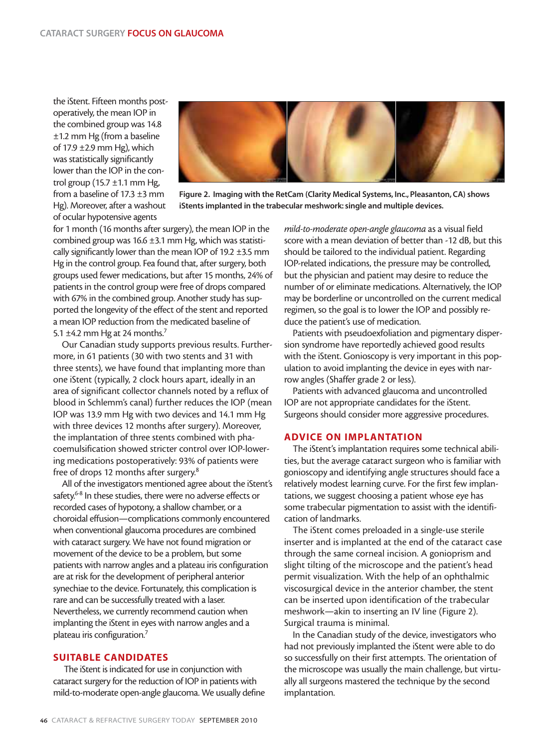the iStent. Fifteen months postoperatively, the mean IOP in the combined group was 14.8 ±1.2 mm Hg (from a baseline of 17.9 ±2.9 mm Hg), which was statistically significantly lower than the IOP in the control group (15.7 ±1.1 mm Hg, from a baseline of 17.3 ±3 mm Hg). Moreover, after a washout of ocular hypotensive agents for 1 month (16 months after surgery), the mean IOP in the combined group was 16.6 ±3.1 mm Hg, which was statistically significantly lower than the mean IOP of 19.2 ±3.5 mm Hg in the control group. Fea found that, after surgery, both groups used fewer medications, but after 15 months, 24% of patients in the control group were free of drops compared with 67% in the combined group. Another study has supported the longevity of the effect of the stent and reported a mean IOP reduction from the medicated baseline of 5.1 ±4.2 mm Hg at 24 months.[7]

Figure 2. Imaging with the RetCam (Clarity Medical Systems, Inc., Pleasanton, CA) shows iStents implanted in the trabecular meshwork: single and multiple devices.

Our Canadian study supports previous results. Furthermore, in 61 patients (30 with two stents and 31 with three stents), we have found that implanting more than one iStent (typically, 2 clock hours apart, ideally in an area of significant collector channels noted by a reflux of blood in Schlemm's canal) further reduces the IOP (mean IOP was 13.9 mm Hg with two devices and 14.1 mm Hg with three devices 12 months after surgery). Moreover, the implantation of three stents combined with phacoemulsification showed stricter control over IOP-lowering medications postoperatively: 93% of patients were free of drops 12 months after surgery.[8]

All of the investigators mentioned agree about the iStent's safety.[6-8] In these studies, there were no adverse effects or recorded cases of hypotony, a shallow chamber, or a choroidal effusion—complications commonly encountered when conventional glaucoma procedures are combined with cataract surgery. We have not found migration or movement of the device to be a problem, but some patients with narrow angles and a plateau iris configuration are at risk for the development of peripheral anterior synechiae to the device. Fortunately, this complication is rare and can be successfully treated with a laser. Nevertheless, we currently recommend caution when implanting the iStent in eyes with narrow angles and a plateau iris configuration.[7]

## SUITABLE CANDIDATES

The iStent is indicated for use in conjunction with cataract surgery for the reduction of IOP in patients with mild-to-moderate open-angle glaucoma. We usually define *mild-to-moderate open-angle glaucoma* as a visual field score with a mean deviation of better than -12 dB, but this should be tailored to the individual patient. Regarding IOP-related indications, the pressure may be controlled, but the physician and patient may desire to reduce the number of or eliminate medications. Alternatively, the IOP may be borderline or uncontrolled on the current medical regimen, so the goal is to lower the IOP and possibly reduce the patient's use of medication.

Patients with pseudoexfoliation and pigmentary dispersion syndrome have reportedly achieved good results with the iStent. Gonioscopy is very important in this population to avoid implanting the device in eyes with narrow angles (Shaffer grade 2 or less).

Patients with advanced glaucoma and uncontrolled IOP are not appropriate candidates for the iStent. Surgeons should consider more aggressive procedures.

## ADVICE ON IMPLANTATION

The iStent's implantation requires some technical abilities, but the average cataract surgeon who is familiar with gonioscopy and identifying angle structures should face a relatively modest learning curve. For the first few implantations, we suggest choosing a patient whose eye has some trabecular pigmentation to assist with the identification of landmarks.

The iStent comes preloaded in a single-use sterile inserter and is implanted at the end of the cataract case through the same corneal incision. A gonioprism and slight tilting of the microscope and the patient's head permit visualization. With the help of an ophthalmic viscosurgical device in the anterior chamber, the stent can be inserted upon identification of the trabecular meshwork—akin to inserting an IV line (Figure 2). Surgical trauma is minimal.

In the Canadian study of the device, investigators who had not previously implanted the iStent were able to do so successfully on their first attempts. The orientation of the microscope was usually the main challenge, but virtually all surgeons mastered the technique by the second implantation.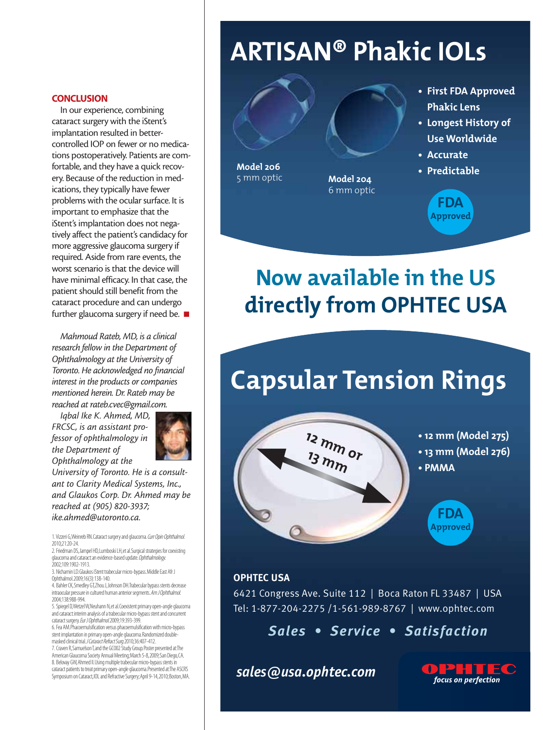## CONCLUSION

In our experience, combining cataract surgery with the iStent's implantation resulted in better-controlled IOP on fewer or no medications postoperatively. Patients are comfortable, and they have a quick recovery. Because of the reduction in medications, they typically have fewer problems with the ocular surface. It is important to emphasize that the iStent's implantation does not negatively affect the patient's candidacy for more aggressive glaucoma surgery if required. Aside from rare events, the worst scenario is that the device will have minimal efficacy. In that case, the patient should still benefit from the cataract procedure and can undergo further glaucoma surgery if need be. ■

*Mahmoud Rateb, MD, is a clinical research fellow in the Department of Ophthalmology at the University of Toronto. He acknowledged no financial interest in the products or companies mentioned herein. Dr. Rateb may be reached at rateb.cvec@gmail.com.*

*Iqbal Ike K. Ahmed, MD, FRCSC, is an assistant professor of ophthalmology in the Department of Ophthalmology at the University of Toronto. He is a consultant to Clarity Medical Systems, Inc., and Glaukos Corp. Dr. Ahmed may be reached at (905) 820-3937; ike.ahmed@utoronto.ca.*

1. Vizzeri G, Weinreb RN. Cataract surgery and glaucoma. *Curr Opin Ophthalmol.* 2010;21:20-24.
2. Friedman DS, Jampel HD, Lumboski LH, et al. Surgical strategies for coexisting glaucoma and cataract: an evidence-based update. *Ophthalmology.* 2002;109:1902-1913.
3. Nichamin LD. Glaukos iStent trabecular micro-bypass. Middle East Afr J Ophthalmol. 2009;16(3):138-140.
4. Bahler CK, Smedley GT, Zhou J, Johnson DH. Trabecular bypass stents decrease intraocular pressure in cultured human anterior segments. *Am J Ophthalmol.* 2004;138:988-994.
5. Spiegel D, Wetzel W, Neuhann N, et al. Coexistent primary open-angle glaucoma and cataract: interim analysis of a trabecular micro-bypass stent and concurrent cataract surgery. *Eur J Ophthalmol.* 2009;19:393-399.
6. Fea AM. Phacoemulsification versus phacoemulsification with micro-bypass stent implantation in primary open-angle glaucoma. Randomized double-masked clinical trial. *J Cataract Refract Surg.* 2010;36:407-412.
7. Craven R, Samuelson T, and the GC002 Study Group. Poster presented at: The American Glaucoma Society Annual Meeting; March 5-8, 2009; San Diego, CA.
8. Belovay GW, Ahmed II. Using multiple trabecular micro-bypass stents in cataract patients to treat primary open-angle glaucoma. Presented at: The ASCRS Symposium on Cataract, IOL and Refractive Surgery; April 9-14, 2010; Boston, MA.

# ARTISAN® Phakic IOLs

**Model 206** 5 mm optic

**Model 204** 6 mm optic

- First FDA Approved Phakic Lens
- Longest History of Use Worldwide
- Accurate
- Predictable

FDA Approved

## Now available in the US directly from OPHTEC USA

# Capsular Tension Rings

12 mm or 13 mm

- 12 mm (Model 275)
- 13 mm (Model 276)
- PMMA

FDA Approved

**OPHTEC USA**

6421 Congress Ave. Suite 112 | Boca Raton FL 33487 | USA
Tel: 1-877-204-2275 /1-561-989-8767 | www.ophtec.com

*Sales • Service • Satisfaction*

*sales@usa.ophtec.com*

OPHTEC *focus on perfection*